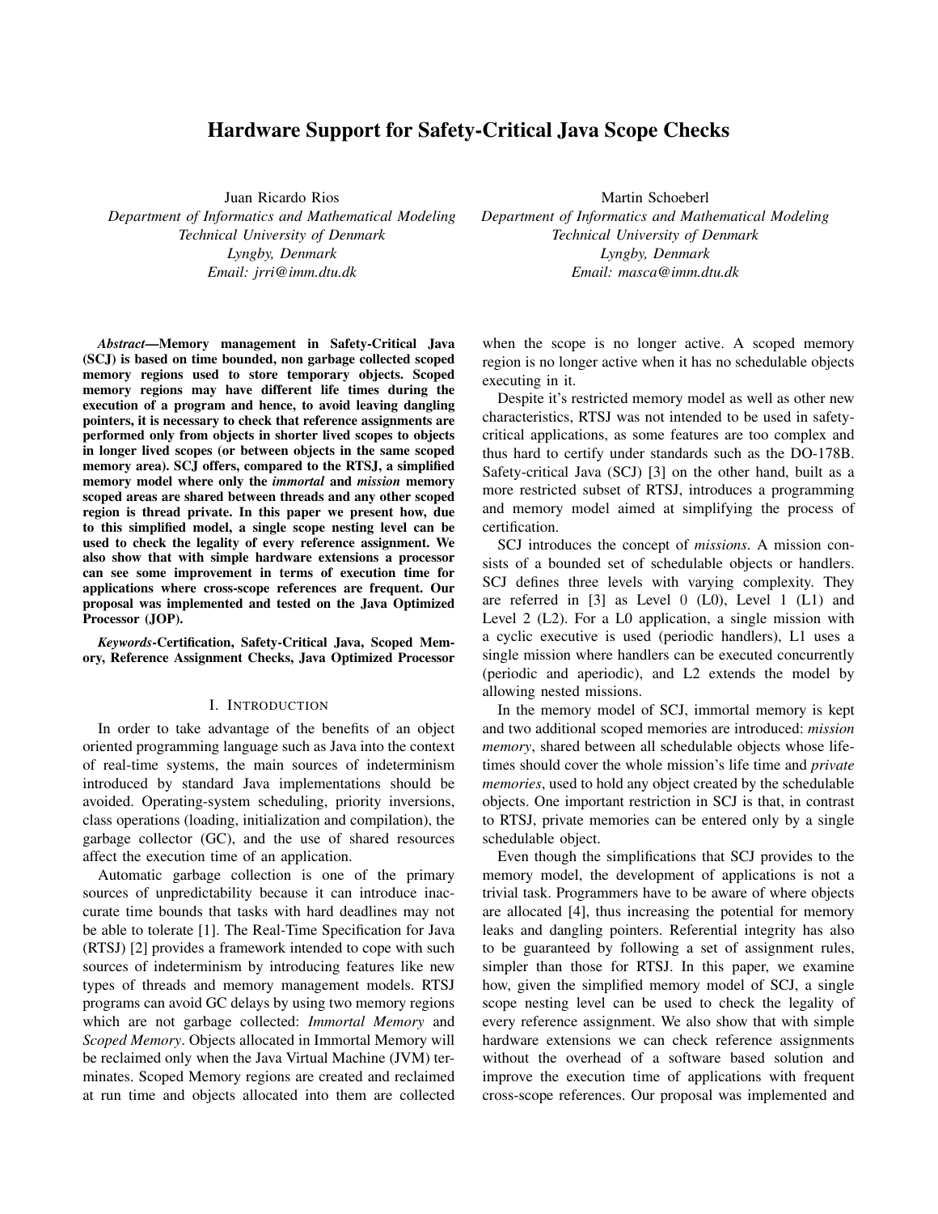# Hardware Support for Safety-Critical Java Scope Checks

Juan Ricardo Rios
*Department of Informatics and Mathematical Modeling*
*Technical University of Denmark*
*Lyngby, Denmark*
*Email: jrri@imm.dtu.dk*

Martin Schoeberl
*Department of Informatics and Mathematical Modeling*
*Technical University of Denmark*
*Lyngby, Denmark*
*Email: masca@imm.dtu.dk*

***Abstract*—Memory management in Safety-Critical Java (SCJ) is based on time bounded, non garbage collected scoped memory regions used to store temporary objects. Scoped memory regions may have different life times during the execution of a program and hence, to avoid leaving dangling pointers, it is necessary to check that reference assignments are performed only from objects in shorter lived scopes to objects in longer lived scopes (or between objects in the same scoped memory area). SCJ offers, compared to the RTSJ, a simplified memory model where only the *immortal* and *mission* memory scoped areas are shared between threads and any other scoped region is thread private. In this paper we present how, due to this simplified model, a single scope nesting level can be used to check the legality of every reference assignment. We also show that with simple hardware extensions a processor can see some improvement in terms of execution time for applications where cross-scope references are frequent. Our proposal was implemented and tested on the Java Optimized Processor (JOP).**

***Keywords*-Certification, Safety-Critical Java, Scoped Memory, Reference Assignment Checks, Java Optimized Processor**

## I. Introduction

In order to take advantage of the benefits of an object oriented programming language such as Java into the context of real-time systems, the main sources of indeterminism introduced by standard Java implementations should be avoided. Operating-system scheduling, priority inversions, class operations (loading, initialization and compilation), the garbage collector (GC), and the use of shared resources affect the execution time of an application.

Automatic garbage collection is one of the primary sources of unpredictability because it can introduce inaccurate time bounds that tasks with hard deadlines may not be able to tolerate [1]. The Real-Time Specification for Java (RTSJ) [2] provides a framework intended to cope with such sources of indeterminism by introducing features like new types of threads and memory management models. RTSJ programs can avoid GC delays by using two memory regions which are not garbage collected: *Immortal Memory* and *Scoped Memory*. Objects allocated in Immortal Memory will be reclaimed only when the Java Virtual Machine (JVM) terminates. Scoped Memory regions are created and reclaimed at run time and objects allocated into them are collected when the scope is no longer active. A scoped memory region is no longer active when it has no schedulable objects executing in it.

Despite it's restricted memory model as well as other new characteristics, RTSJ was not intended to be used in safety-critical applications, as some features are too complex and thus hard to certify under standards such as the DO-178B. Safety-critical Java (SCJ) [3] on the other hand, built as a more restricted subset of RTSJ, introduces a programming and memory model aimed at simplifying the process of certification.

SCJ introduces the concept of *missions*. A mission consists of a bounded set of schedulable objects or handlers. SCJ defines three levels with varying complexity. They are referred in [3] as Level 0 (L0), Level 1 (L1) and Level 2 (L2). For a L0 application, a single mission with a cyclic executive is used (periodic handlers), L1 uses a single mission where handlers can be executed concurrently (periodic and aperiodic), and L2 extends the model by allowing nested missions.

In the memory model of SCJ, immortal memory is kept and two additional scoped memories are introduced: *mission memory*, shared between all schedulable objects whose lifetimes should cover the whole mission's life time and *private memories*, used to hold any object created by the schedulable objects. One important restriction in SCJ is that, in contrast to RTSJ, private memories can be entered only by a single schedulable object.

Even though the simplifications that SCJ provides to the memory model, the development of applications is not a trivial task. Programmers have to be aware of where objects are allocated [4], thus increasing the potential for memory leaks and dangling pointers. Referential integrity has also to be guaranteed by following a set of assignment rules, simpler than those for RTSJ. In this paper, we examine how, given the simplified memory model of SCJ, a single scope nesting level can be used to check the legality of every reference assignment. We also show that with simple hardware extensions we can check reference assignments without the overhead of a software based solution and improve the execution time of applications with frequent cross-scope references. Our proposal was implemented and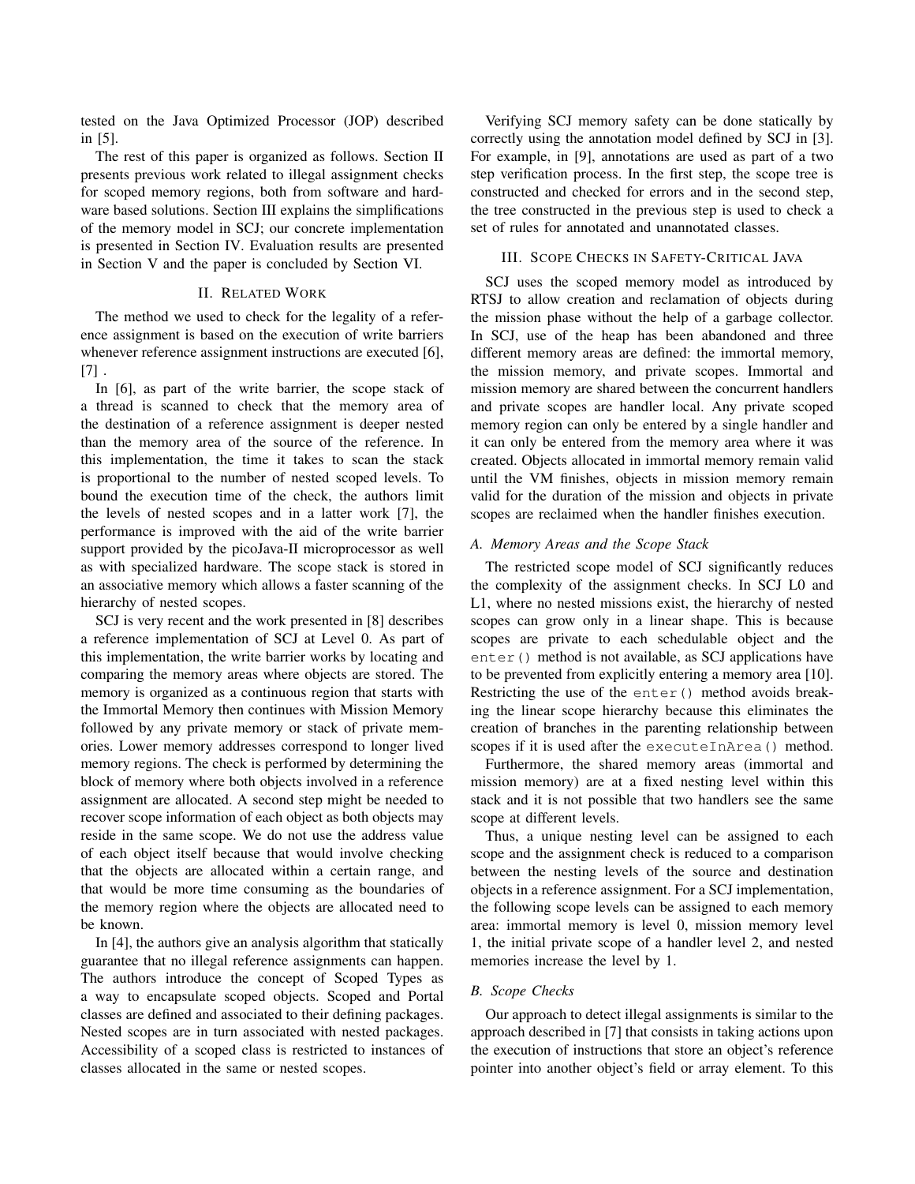tested on the Java Optimized Processor (JOP) described in [5].

The rest of this paper is organized as follows. Section II presents previous work related to illegal assignment checks for scoped memory regions, both from software and hardware based solutions. Section III explains the simplifications of the memory model in SCJ; our concrete implementation is presented in Section IV. Evaluation results are presented in Section V and the paper is concluded by Section VI.

## II. Related Work

The method we used to check for the legality of a reference assignment is based on the execution of write barriers whenever reference assignment instructions are executed [6], [7] .

In [6], as part of the write barrier, the scope stack of a thread is scanned to check that the memory area of the destination of a reference assignment is deeper nested than the memory area of the source of the reference. In this implementation, the time it takes to scan the stack is proportional to the number of nested scoped levels. To bound the execution time of the check, the authors limit the levels of nested scopes and in a latter work [7], the performance is improved with the aid of the write barrier support provided by the picoJava-II microprocessor as well as with specialized hardware. The scope stack is stored in an associative memory which allows a faster scanning of the hierarchy of nested scopes.

SCJ is very recent and the work presented in [8] describes a reference implementation of SCJ at Level 0. As part of this implementation, the write barrier works by locating and comparing the memory areas where objects are stored. The memory is organized as a continuous region that starts with the Immortal Memory then continues with Mission Memory followed by any private memory or stack of private memories. Lower memory addresses correspond to longer lived memory regions. The check is performed by determining the block of memory where both objects involved in a reference assignment are allocated. A second step might be needed to recover scope information of each object as both objects may reside in the same scope. We do not use the address value of each object itself because that would involve checking that the objects are allocated within a certain range, and that would be more time consuming as the boundaries of the memory region where the objects are allocated need to be known.

In [4], the authors give an analysis algorithm that statically guarantee that no illegal reference assignments can happen. The authors introduce the concept of Scoped Types as a way to encapsulate scoped objects. Scoped and Portal classes are defined and associated to their defining packages. Nested scopes are in turn associated with nested packages. Accessibility of a scoped class is restricted to instances of classes allocated in the same or nested scopes.

Verifying SCJ memory safety can be done statically by correctly using the annotation model defined by SCJ in [3]. For example, in [9], annotations are used as part of a two step verification process. In the first step, the scope tree is constructed and checked for errors and in the second step, the tree constructed in the previous step is used to check a set of rules for annotated and unannotated classes.

## III. Scope Checks in Safety-Critical Java

SCJ uses the scoped memory model as introduced by RTSJ to allow creation and reclamation of objects during the mission phase without the help of a garbage collector. In SCJ, use of the heap has been abandoned and three different memory areas are defined: the immortal memory, the mission memory, and private scopes. Immortal and mission memory are shared between the concurrent handlers and private scopes are handler local. Any private scoped memory region can only be entered by a single handler and it can only be entered from the memory area where it was created. Objects allocated in immortal memory remain valid until the VM finishes, objects in mission memory remain valid for the duration of the mission and objects in private scopes are reclaimed when the handler finishes execution.

### A. Memory Areas and the Scope Stack

The restricted scope model of SCJ significantly reduces the complexity of the assignment checks. In SCJ L0 and L1, where no nested missions exist, the hierarchy of nested scopes can grow only in a linear shape. This is because scopes are private to each schedulable object and the `enter()` method is not available, as SCJ applications have to be prevented from explicitly entering a memory area [10]. Restricting the use of the `enter()` method avoids breaking the linear scope hierarchy because this eliminates the creation of branches in the parenting relationship between scopes if it is used after the `executeInArea()` method.

Furthermore, the shared memory areas (immortal and mission memory) are at a fixed nesting level within this stack and it is not possible that two handlers see the same scope at different levels.

Thus, a unique nesting level can be assigned to each scope and the assignment check is reduced to a comparison between the nesting levels of the source and destination objects in a reference assignment. For a SCJ implementation, the following scope levels can be assigned to each memory area: immortal memory is level 0, mission memory level 1, the initial private scope of a handler level 2, and nested memories increase the level by 1.

### B. Scope Checks

Our approach to detect illegal assignments is similar to the approach described in [7] that consists in taking actions upon the execution of instructions that store an object's reference pointer into another object's field or array element. To this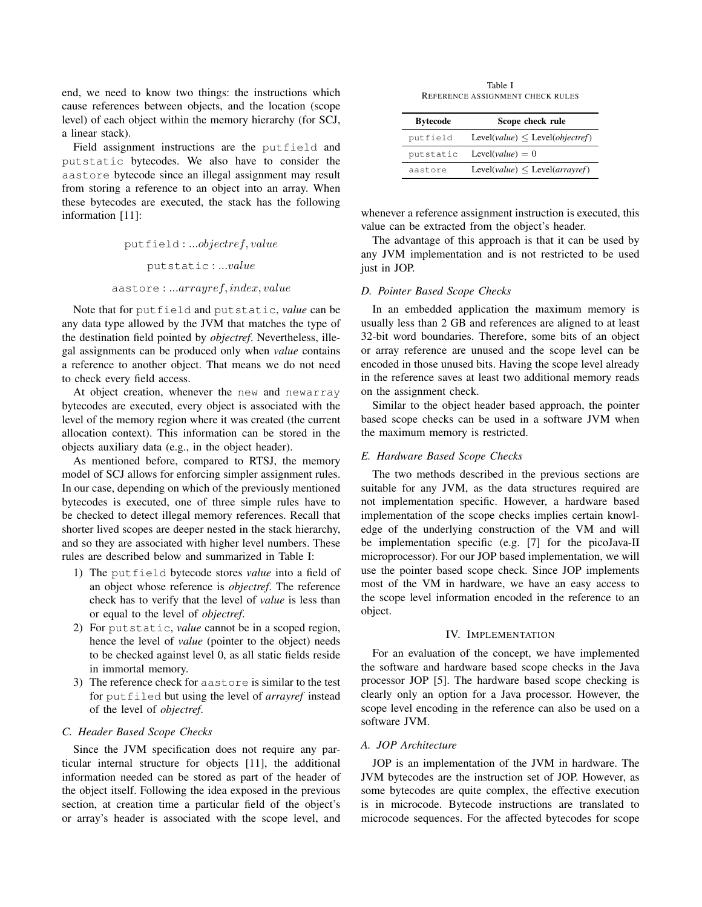end, we need to know two things: the instructions which cause references between objects, and the location (scope level) of each object within the memory hierarchy (for SCJ, a linear stack).

Field assignment instructions are the `putfield` and `putstatic` bytecodes. We also have to consider the `aastore` bytecode since an illegal assignment may result from storing a reference to an object into an array. When these bytecodes are executed, the stack has the following information [11]:

$$\texttt{putfield} : ...objectref, value$$

$$\texttt{putstatic} : ...value$$

$$\texttt{aastore} : ...arrayref, index, value$$

Note that for `putfield` and `putstatic`, *value* can be any data type allowed by the JVM that matches the type of the destination field pointed by *objectref*. Nevertheless, illegal assignments can be produced only when *value* contains a reference to another object. That means we do not need to check every field access.

At object creation, whenever the `new` and `newarray` bytecodes are executed, every object is associated with the level of the memory region where it was created (the current allocation context). This information can be stored in the objects auxiliary data (e.g., in the object header).

As mentioned before, compared to RTSJ, the memory model of SCJ allows for enforcing simpler assignment rules. In our case, depending on which of the previously mentioned bytecodes is executed, one of three simple rules have to be checked to detect illegal memory references. Recall that shorter lived scopes are deeper nested in the stack hierarchy, and so they are associated with higher level numbers. These rules are described below and summarized in Table I:

1) The `putfield` bytecode stores *value* into a field of an object whose reference is *objectref*. The reference check has to verify that the level of *value* is less than or equal to the level of *objectref*.
2) For `putstatic`, *value* cannot be in a scoped region, hence the level of *value* (pointer to the object) needs to be checked against level 0, as all static fields reside in immortal memory.
3) The reference check for `aastore` is similar to the test for `putfiled` but using the level of *arrayref* instead of the level of *objectref*.

### C. Header Based Scope Checks

Since the JVM specification does not require any particular internal structure for objects [11], the additional information needed can be stored as part of the header of the object itself. Following the idea exposed in the previous section, at creation time a particular field of the object's or array's header is associated with the scope level, and whenever a reference assignment instruction is executed, this value can be extracted from the object's header.

Table I
REFERENCE ASSIGNMENT CHECK RULES

| Bytecode | Scope check rule |
|---|---|
| `putfield` | Level(*value*) $\leq$ Level(*objectref*) |
| `putstatic` | Level(*value*) $= 0$ |
| `aastore` | Level(*value*) $\leq$ Level(*arrayref*) |

The advantage of this approach is that it can be used by any JVM implementation and is not restricted to be used just in JOP.

### D. Pointer Based Scope Checks

In an embedded application the maximum memory is usually less than 2 GB and references are aligned to at least 32-bit word boundaries. Therefore, some bits of an object or array reference are unused and the scope level can be encoded in those unused bits. Having the scope level already in the reference saves at least two additional memory reads on the assignment check.

Similar to the object header based approach, the pointer based scope checks can be used in a software JVM when the maximum memory is restricted.

### E. Hardware Based Scope Checks

The two methods described in the previous sections are suitable for any JVM, as the data structures required are not implementation specific. However, a hardware based implementation of the scope checks implies certain knowledge of the underlying construction of the VM and will be implementation specific (e.g. [7] for the picoJava-II microprocessor). For our JOP based implementation, we will use the pointer based scope check. Since JOP implements most of the VM in hardware, we have an easy access to the scope level information encoded in the reference to an object.

## IV. Implementation

For an evaluation of the concept, we have implemented the software and hardware based scope checks in the Java processor JOP [5]. The hardware based scope checking is clearly only an option for a Java processor. However, the scope level encoding in the reference can also be used on a software JVM.

### A. JOP Architecture

JOP is an implementation of the JVM in hardware. The JVM bytecodes are the instruction set of JOP. However, as some bytecodes are quite complex, the effective execution is in microcode. Bytecode instructions are translated to microcode sequences. For the affected bytecodes for scope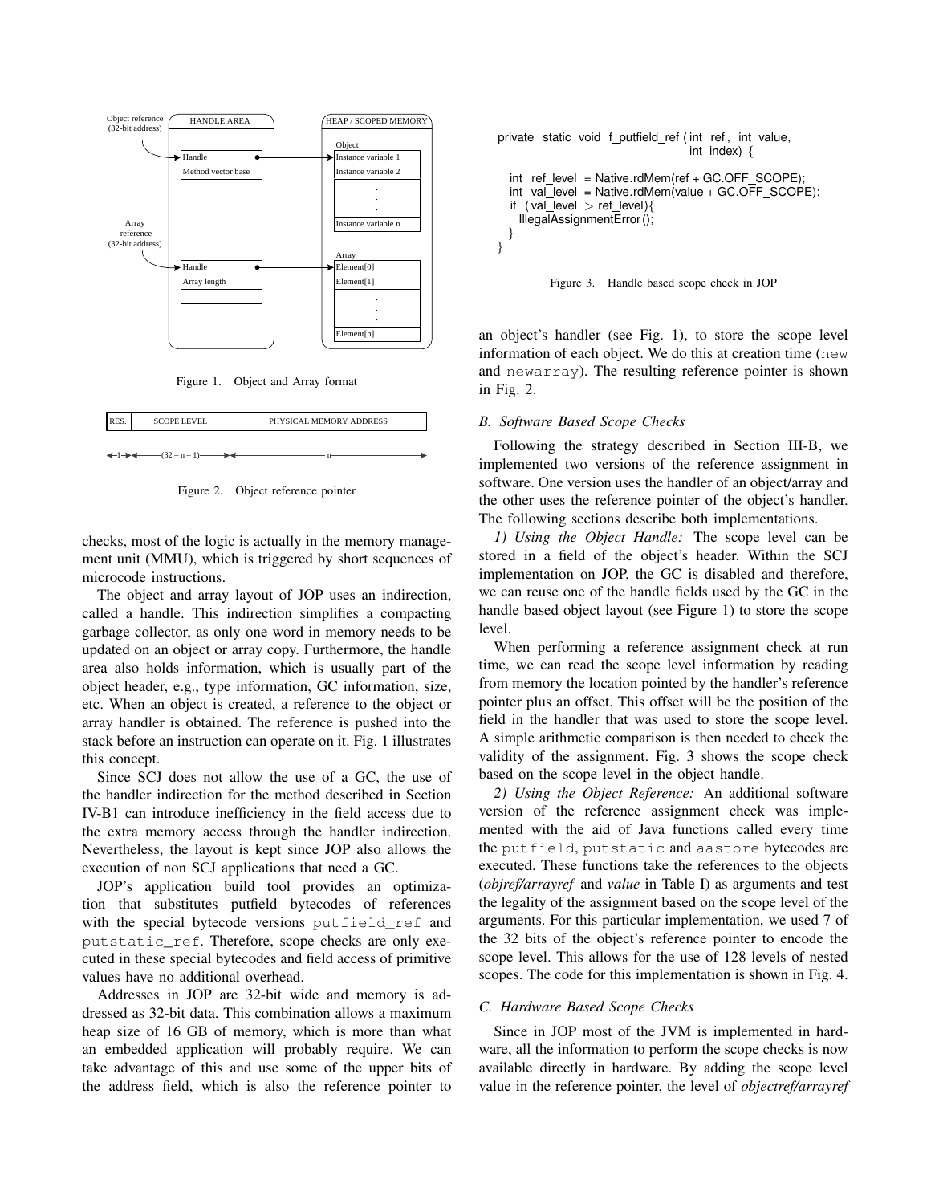Figure 1. Object and Array format

Figure 2. Object reference pointer

checks, most of the logic is actually in the memory management unit (MMU), which is triggered by short sequences of microcode instructions.

The object and array layout of JOP uses an indirection, called a handle. This indirection simplifies a compacting garbage collector, as only one word in memory needs to be updated on an object or array copy. Furthermore, the handle area also holds information, which is usually part of the object header, e.g., type information, GC information, size, etc. When an object is created, a reference to the object or array handler is obtained. The reference is pushed into the stack before an instruction can operate on it. Fig. 1 illustrates this concept.

Since SCJ does not allow the use of a GC, the use of the handler indirection for the method described in Section IV-B1 can introduce inefficiency in the field access due to the extra memory access through the handler indirection. Nevertheless, the layout is kept since JOP also allows the execution of non SCJ applications that need a GC.

JOP's application build tool provides an optimization that substitutes putfield bytecodes of references with the special bytecode versions `putfield_ref` and `putstatic_ref`. Therefore, scope checks are only executed in these special bytecodes and field access of primitive values have no additional overhead.

Addresses in JOP are 32-bit wide and memory is addressed as 32-bit data. This combination allows a maximum heap size of 16 GB of memory, which is more than what an embedded application will probably require. We can take advantage of this and use some of the upper bits of the address field, which is also the reference pointer to an object's handler (see Fig. 1), to store the scope level information of each object. We do this at creation time (`new` and `newarray`). The resulting reference pointer is shown in Fig. 2.

```
private static void f_putfield_ref (int ref, int value,
                                    int index) {

  int ref_level = Native.rdMem(ref + GC.OFF_SCOPE);
  int val_level = Native.rdMem(value + GC.OFF_SCOPE);
  if (val_level > ref_level){
    IllegalAssignmentError();
  }
}
```

Figure 3. Handle based scope check in JOP

### B. Software Based Scope Checks

Following the strategy described in Section III-B, we implemented two versions of the reference assignment in software. One version uses the handler of an object/array and the other uses the reference pointer of the object's handler. The following sections describe both implementations.

*1) Using the Object Handle:* The scope level can be stored in a field of the object's header. Within the SCJ implementation on JOP, the GC is disabled and therefore, we can reuse one of the handle fields used by the GC in the handle based object layout (see Figure 1) to store the scope level.

When performing a reference assignment check at run time, we can read the scope level information by reading from memory the location pointed by the handler's reference pointer plus an offset. This offset will be the position of the field in the handler that was used to store the scope level. A simple arithmetic comparison is then needed to check the validity of the assignment. Fig. 3 shows the scope check based on the scope level in the object handle.

*2) Using the Object Reference:* An additional software version of the reference assignment check was implemented with the aid of Java functions called every time the `putfield`, `putstatic` and `aastore` bytecodes are executed. These functions take the references to the objects (*objref/arrayref* and *value* in Table I) as arguments and test the legality of the assignment based on the scope level of the arguments. For this particular implementation, we used 7 of the 32 bits of the object's reference pointer to encode the scope level. This allows for the use of 128 levels of nested scopes. The code for this implementation is shown in Fig. 4.

### C. Hardware Based Scope Checks

Since in JOP most of the JVM is implemented in hardware, all the information to perform the scope checks is now available directly in hardware. By adding the scope level value in the reference pointer, the level of *objectref/arrayref*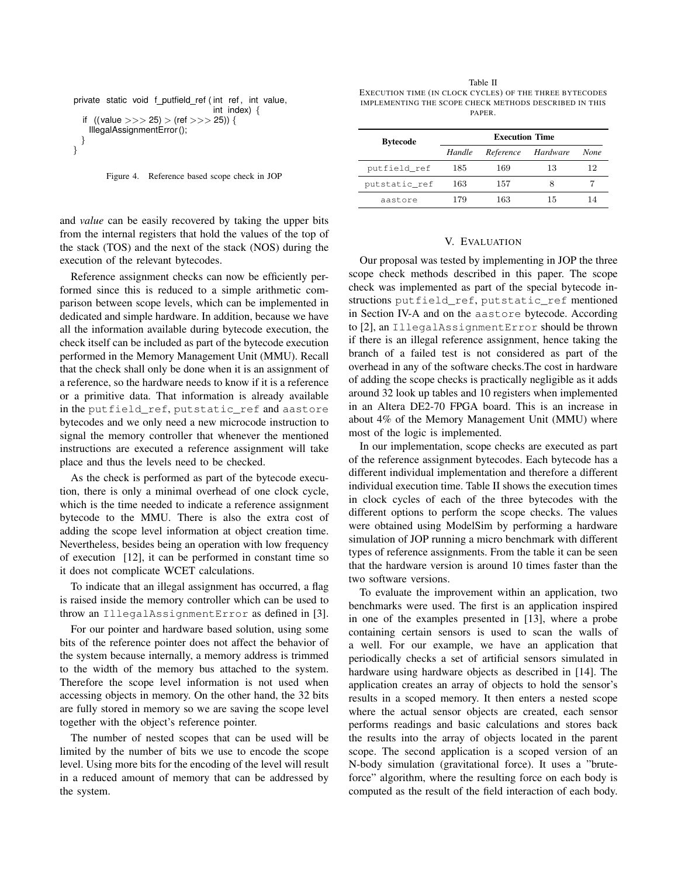```
private static void f_putfield_ref (int ref, int value,
                                    int index) {
  if ((value >>> 25) > (ref >>> 25)) {
    IllegalAssignmentError();
  }
}
```

Figure 4. Reference based scope check in JOP

and *value* can be easily recovered by taking the upper bits from the internal registers that hold the values of the top of the stack (TOS) and the next of the stack (NOS) during the execution of the relevant bytecodes.

Reference assignment checks can now be efficiently performed since this is reduced to a simple arithmetic comparison between scope levels, which can be implemented in dedicated and simple hardware. In addition, because we have all the information available during bytecode execution, the check itself can be included as part of the bytecode execution performed in the Memory Management Unit (MMU). Recall that the check shall only be done when it is an assignment of a reference, so the hardware needs to know if it is a reference or a primitive data. That information is already available in the `putfield_ref`, `putstatic_ref` and `aastore` bytecodes and we only need a new microcode instruction to signal the memory controller that whenever the mentioned instructions are executed a reference assignment will take place and thus the levels need to be checked.

As the check is performed as part of the bytecode execution, there is only a minimal overhead of one clock cycle, which is the time needed to indicate a reference assignment bytecode to the MMU. There is also the extra cost of adding the scope level information at object creation time. Nevertheless, besides being an operation with low frequency of execution [12], it can be performed in constant time so it does not complicate WCET calculations.

To indicate that an illegal assignment has occurred, a flag is raised inside the memory controller which can be used to throw an `IllegalAssignmentError` as defined in [3].

For our pointer and hardware based solution, using some bits of the reference pointer does not affect the behavior of the system because internally, a memory address is trimmed to the width of the memory bus attached to the system. Therefore the scope level information is not used when accessing objects in memory. On the other hand, the 32 bits are fully stored in memory so we are saving the scope level together with the object's reference pointer.

The number of nested scopes that can be used will be limited by the number of bits we use to encode the scope level. Using more bits for the encoding of the level will result in a reduced amount of memory that can be addressed by the system.

Table II
EXECUTION TIME (IN CLOCK CYCLES) OF THE THREE BYTECODES IMPLEMENTING THE SCOPE CHECK METHODS DESCRIBED IN THIS PAPER.

| **Bytecode** | **Execution Time** | | | |
|---|---|---|---|---|
| | *Handle* | *Reference* | *Hardware* | *None* |
| `putfield_ref` | 185 | 169 | 13 | 12 |
| `putstatic_ref` | 163 | 157 | 8 | 7 |
| `aastore` | 179 | 163 | 15 | 14 |

## V. EVALUATION

Our proposal was tested by implementing in JOP the three scope check methods described in this paper. The scope check was implemented as part of the special bytecode instructions `putfield_ref`, `putstatic_ref` mentioned in Section IV-A and on the `aastore` bytecode. According to [2], an `IllegalAssignmentError` should be thrown if there is an illegal reference assignment, hence taking the branch of a failed test is not considered as part of the overhead in any of the software checks.The cost in hardware of adding the scope checks is practically negligible as it adds around 32 look up tables and 10 registers when implemented in an Altera DE2-70 FPGA board. This is an increase in about 4% of the Memory Management Unit (MMU) where most of the logic is implemented.

In our implementation, scope checks are executed as part of the reference assignment bytecodes. Each bytecode has a different individual implementation and therefore a different individual execution time. Table II shows the execution times in clock cycles of each of the three bytecodes with the different options to perform the scope checks. The values were obtained using ModelSim by performing a hardware simulation of JOP running a micro benchmark with different types of reference assignments. From the table it can be seen that the hardware version is around 10 times faster than the two software versions.

To evaluate the improvement within an application, two benchmarks were used. The first is an application inspired in one of the examples presented in [13], where a probe containing certain sensors is used to scan the walls of a well. For our example, we have an application that periodically checks a set of artificial sensors simulated in hardware using hardware objects as described in [14]. The application creates an array of objects to hold the sensor's results in a scoped memory. It then enters a nested scope where the actual sensor objects are created, each sensor performs readings and basic calculations and stores back the results into the array of objects located in the parent scope. The second application is a scoped version of an N-body simulation (gravitational force). It uses a "brute-force" algorithm, where the resulting force on each body is computed as the result of the field interaction of each body.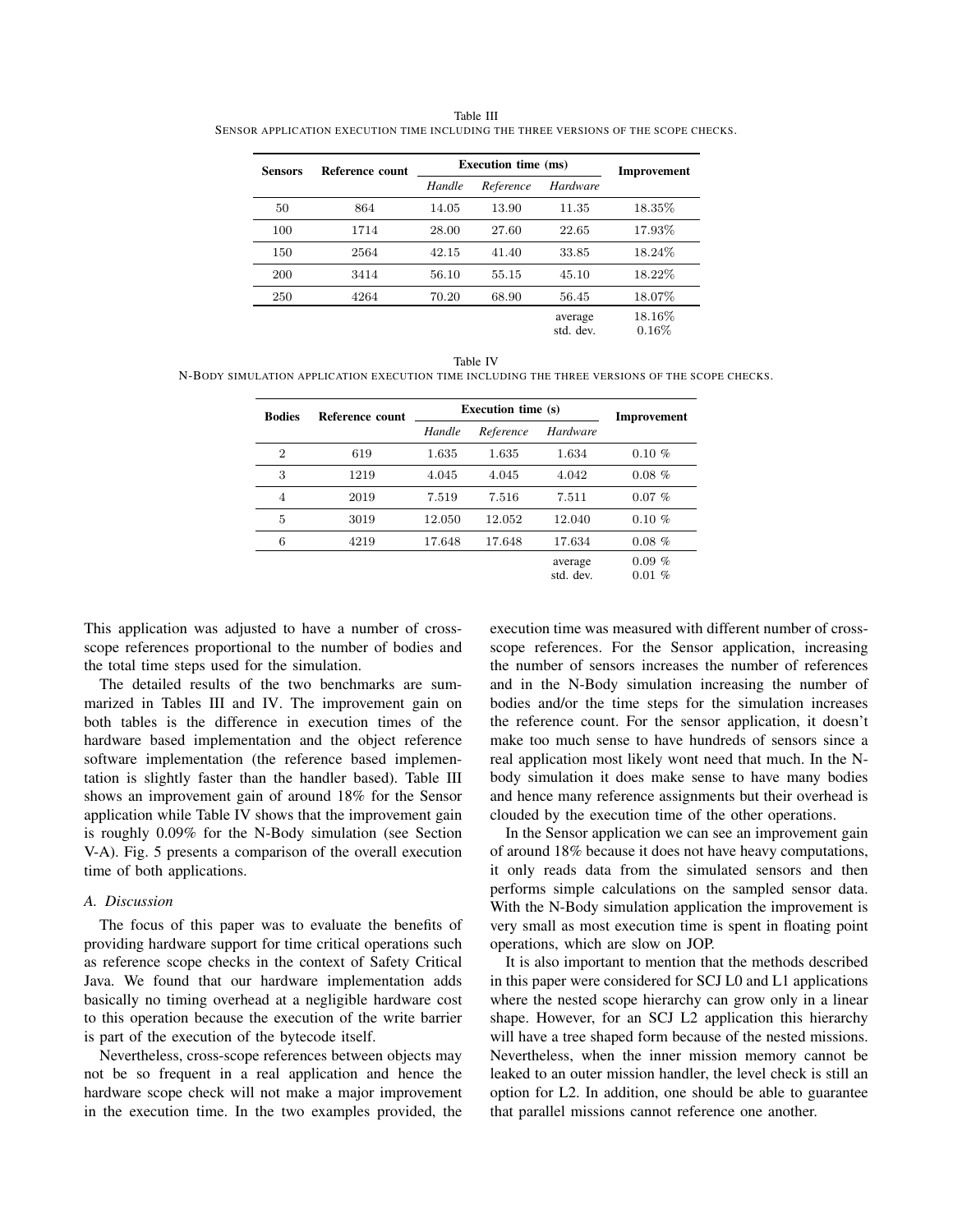Table III
SENSOR APPLICATION EXECUTION TIME INCLUDING THE THREE VERSIONS OF THE SCOPE CHECKS.

| Sensors | Reference count | Execution time (ms) | | | Improvement |
|---|---|---|---|---|---|
| | | *Handle* | *Reference* | *Hardware* | |
| 50 | 864 | 14.05 | 13.90 | 11.35 | 18.35% |
| 100 | 1714 | 28.00 | 27.60 | 22.65 | 17.93% |
| 150 | 2564 | 42.15 | 41.40 | 33.85 | 18.24% |
| 200 | 3414 | 56.10 | 55.15 | 45.10 | 18.22% |
| 250 | 4264 | 70.20 | 68.90 | 56.45 | 18.07% |
| | | | | average | 18.16% |
| | | | | std. dev. | 0.16% |

Table IV
N-BODY SIMULATION APPLICATION EXECUTION TIME INCLUDING THE THREE VERSIONS OF THE SCOPE CHECKS.

| Bodies | Reference count | Execution time (s) | | | Improvement |
|---|---|---|---|---|---|
| | | *Handle* | *Reference* | *Hardware* | |
| 2 | 619 | 1.635 | 1.635 | 1.634 | 0.10 % |
| 3 | 1219 | 4.045 | 4.045 | 4.042 | 0.08 % |
| 4 | 2019 | 7.519 | 7.516 | 7.511 | 0.07 % |
| 5 | 3019 | 12.050 | 12.052 | 12.040 | 0.10 % |
| 6 | 4219 | 17.648 | 17.648 | 17.634 | 0.08 % |
| | | | | average | 0.09 % |
| | | | | std. dev. | 0.01 % |

This application was adjusted to have a number of cross-scope references proportional to the number of bodies and the total time steps used for the simulation.

The detailed results of the two benchmarks are summarized in Tables III and IV. The improvement gain on both tables is the difference in execution times of the hardware based implementation and the object reference software implementation (the reference based implementation is slightly faster than the handler based). Table III shows an improvement gain of around 18% for the Sensor application while Table IV shows that the improvement gain is roughly 0.09% for the N-Body simulation (see Section V-A). Fig. 5 presents a comparison of the overall execution time of both applications.

### A. Discussion

The focus of this paper was to evaluate the benefits of providing hardware support for time critical operations such as reference scope checks in the context of Safety Critical Java. We found that our hardware implementation adds basically no timing overhead at a negligible hardware cost to this operation because the execution of the write barrier is part of the execution of the bytecode itself.

Nevertheless, cross-scope references between objects may not be so frequent in a real application and hence the hardware scope check will not make a major improvement in the execution time. In the two examples provided, the execution time was measured with different number of cross-scope references. For the Sensor application, increasing the number of sensors increases the number of references and in the N-Body simulation increasing the number of bodies and/or the time steps for the simulation increases the reference count. For the sensor application, it doesn't make too much sense to have hundreds of sensors since a real application most likely wont need that much. In the N-body simulation it does make sense to have many bodies and hence many reference assignments but their overhead is clouded by the execution time of the other operations.

In the Sensor application we can see an improvement gain of around 18% because it does not have heavy computations, it only reads data from the simulated sensors and then performs simple calculations on the sampled sensor data. With the N-Body simulation application the improvement is very small as most execution time is spent in floating point operations, which are slow on JOP.

It is also important to mention that the methods described in this paper were considered for SCJ L0 and L1 applications where the nested scope hierarchy can grow only in a linear shape. However, for an SCJ L2 application this hierarchy will have a tree shaped form because of the nested missions. Nevertheless, when the inner mission memory cannot be leaked to an outer mission handler, the level check is still an option for L2. In addition, one should be able to guarantee that parallel missions cannot reference one another.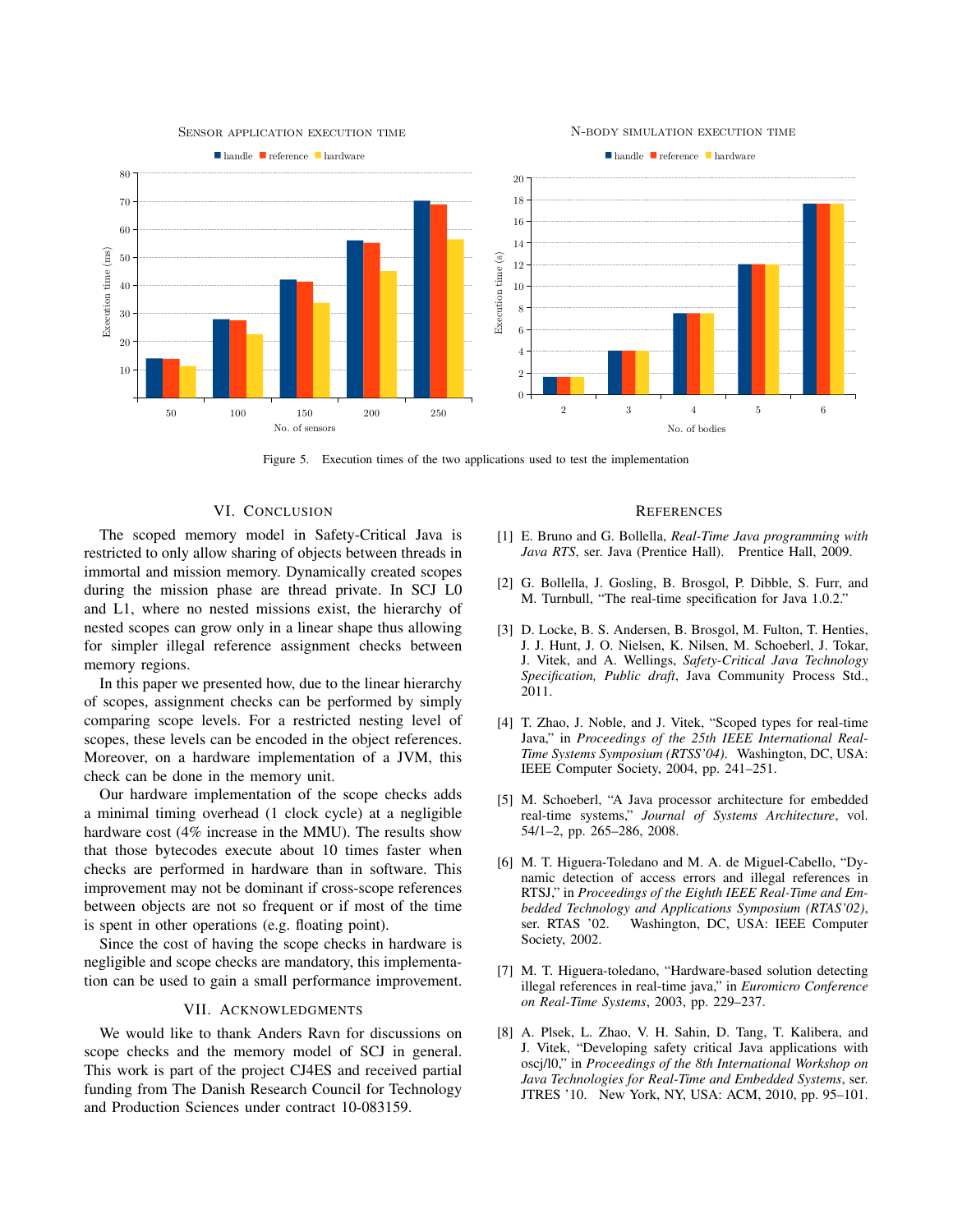Figure 5. Execution times of the two applications used to test the implementation

## VI. Conclusion

The scoped memory model in Safety-Critical Java is restricted to only allow sharing of objects between threads in immortal and mission memory. Dynamically created scopes during the mission phase are thread private. In SCJ L0 and L1, where no nested missions exist, the hierarchy of nested scopes can grow only in a linear shape thus allowing for simpler illegal reference assignment checks between memory regions.

In this paper we presented how, due to the linear hierarchy of scopes, assignment checks can be performed by simply comparing scope levels. For a restricted nesting level of scopes, these levels can be encoded in the object references. Moreover, on a hardware implementation of a JVM, this check can be done in the memory unit.

Our hardware implementation of the scope checks adds a minimal timing overhead (1 clock cycle) at a negligible hardware cost (4% increase in the MMU). The results show that those bytecodes execute about 10 times faster when checks are performed in hardware than in software. This improvement may not be dominant if cross-scope references between objects are not so frequent or if most of the time is spent in other operations (e.g. floating point).

Since the cost of having the scope checks in hardware is negligible and scope checks are mandatory, this implementation can be used to gain a small performance improvement.

## VII. Acknowledgments

We would like to thank Anders Ravn for discussions on scope checks and the memory model of SCJ in general. This work is part of the project CJ4ES and received partial funding from The Danish Research Council for Technology and Production Sciences under contract 10-083159.

## References

[1] E. Bruno and G. Bollella, *Real-Time Java programming with Java RTS*, ser. Java (Prentice Hall). Prentice Hall, 2009.

[2] G. Bollella, J. Gosling, B. Brosgol, P. Dibble, S. Furr, and M. Turnbull, "The real-time specification for Java 1.0.2."

[3] D. Locke, B. S. Andersen, B. Brosgol, M. Fulton, T. Henties, J. J. Hunt, J. O. Nielsen, K. Nilsen, M. Schoeberl, J. Tokar, J. Vitek, and A. Wellings, *Safety-Critical Java Technology Specification, Public draft*, Java Community Process Std., 2011.

[4] T. Zhao, J. Noble, and J. Vitek, "Scoped types for real-time Java," in *Proceedings of the 25th IEEE International Real-Time Systems Symposium (RTSS'04)*. Washington, DC, USA: IEEE Computer Society, 2004, pp. 241–251.

[5] M. Schoeberl, "A Java processor architecture for embedded real-time systems," *Journal of Systems Architecture*, vol. 54/1–2, pp. 265–286, 2008.

[6] M. T. Higuera-Toledano and M. A. de Miguel-Cabello, "Dynamic detection of access errors and illegal references in RTSJ," in *Proceedings of the Eighth IEEE Real-Time and Embedded Technology and Applications Symposium (RTAS'02)*, ser. RTAS '02. Washington, DC, USA: IEEE Computer Society, 2002.

[7] M. T. Higuera-toledano, "Hardware-based solution detecting illegal references in real-time java," in *Euromicro Conference on Real-Time Systems*, 2003, pp. 229–237.

[8] A. Plsek, L. Zhao, V. H. Sahin, D. Tang, T. Kalibera, and J. Vitek, "Developing safety critical Java applications with oscj/l0," in *Proceedings of the 8th International Workshop on Java Technologies for Real-Time and Embedded Systems*, ser. JTRES '10. New York, NY, USA: ACM, 2010, pp. 95–101.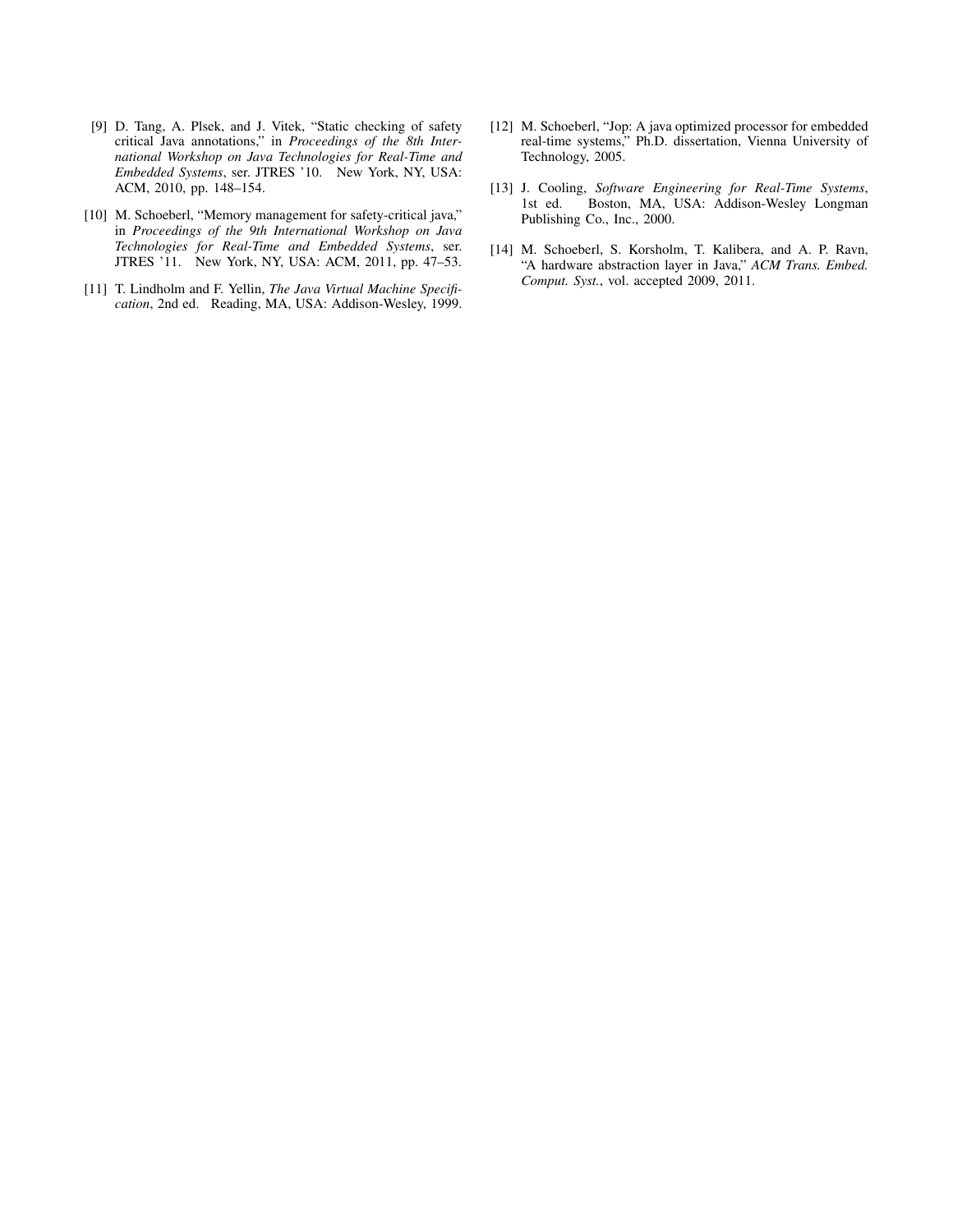[9] D. Tang, A. Plsek, and J. Vitek, "Static checking of safety critical Java annotations," in *Proceedings of the 8th International Workshop on Java Technologies for Real-Time and Embedded Systems*, ser. JTRES '10. New York, NY, USA: ACM, 2010, pp. 148–154.

[10] M. Schoeberl, "Memory management for safety-critical java," in *Proceedings of the 9th International Workshop on Java Technologies for Real-Time and Embedded Systems*, ser. JTRES '11. New York, NY, USA: ACM, 2011, pp. 47–53.

[11] T. Lindholm and F. Yellin, *The Java Virtual Machine Specification*, 2nd ed. Reading, MA, USA: Addison-Wesley, 1999.

[12] M. Schoeberl, "Jop: A java optimized processor for embedded real-time systems," Ph.D. dissertation, Vienna University of Technology, 2005.

[13] J. Cooling, *Software Engineering for Real-Time Systems*, 1st ed. Boston, MA, USA: Addison-Wesley Longman Publishing Co., Inc., 2000.

[14] M. Schoeberl, S. Korsholm, T. Kalibera, and A. P. Ravn, "A hardware abstraction layer in Java," *ACM Trans. Embed. Comput. Syst.*, vol. accepted 2009, 2011.